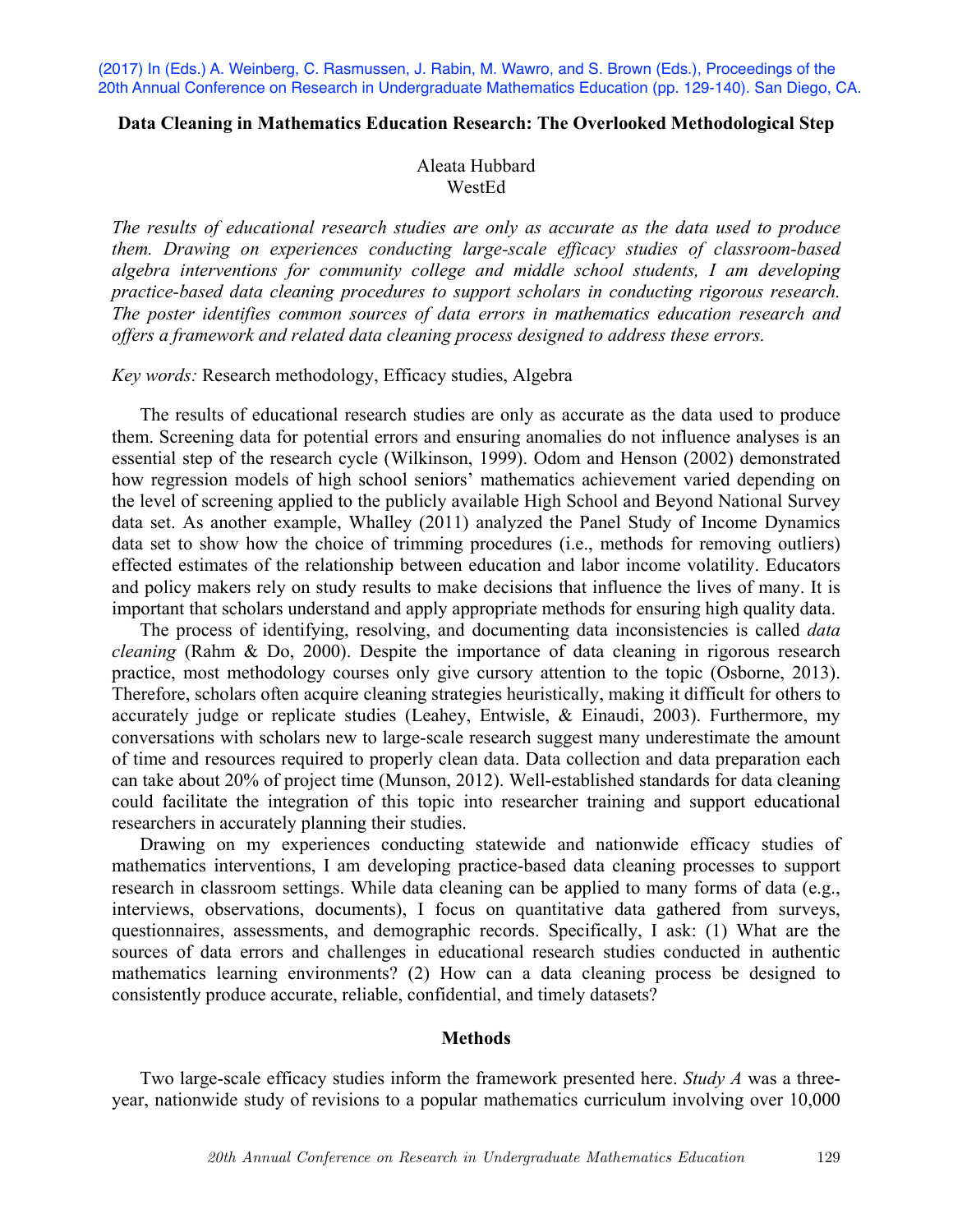(2017) In (Eds.) A. Weinberg, C. Rasmussen, J. Rabin, M. Wawro, and S. Brown (Eds.), Proceedings of the 20th Annual Conference on Research in Undergraduate Mathematics Education (pp. 129-140). San Diego, CA.

# Data Cleaning in Mathematics Education Research: The Overlooked Methodological Step

Aleata Hubbard
WestEd

*The results of educational research studies are only as accurate as the data used to produce them. Drawing on experiences conducting large-scale efficacy studies of classroom-based algebra interventions for community college and middle school students, I am developing practice-based data cleaning procedures to support scholars in conducting rigorous research. The poster identifies common sources of data errors in mathematics education research and offers a framework and related data cleaning process designed to address these errors.*

*Key words:* Research methodology, Efficacy studies, Algebra

The results of educational research studies are only as accurate as the data used to produce them. Screening data for potential errors and ensuring anomalies do not influence analyses is an essential step of the research cycle (Wilkinson, 1999). Odom and Henson (2002) demonstrated how regression models of high school seniors' mathematics achievement varied depending on the level of screening applied to the publicly available High School and Beyond National Survey data set. As another example, Whalley (2011) analyzed the Panel Study of Income Dynamics data set to show how the choice of trimming procedures (i.e., methods for removing outliers) effected estimates of the relationship between education and labor income volatility. Educators and policy makers rely on study results to make decisions that influence the lives of many. It is important that scholars understand and apply appropriate methods for ensuring high quality data.

The process of identifying, resolving, and documenting data inconsistencies is called *data cleaning* (Rahm & Do, 2000). Despite the importance of data cleaning in rigorous research practice, most methodology courses only give cursory attention to the topic (Osborne, 2013). Therefore, scholars often acquire cleaning strategies heuristically, making it difficult for others to accurately judge or replicate studies (Leahey, Entwisle, & Einaudi, 2003). Furthermore, my conversations with scholars new to large-scale research suggest many underestimate the amount of time and resources required to properly clean data. Data collection and data preparation each can take about 20% of project time (Munson, 2012). Well-established standards for data cleaning could facilitate the integration of this topic into researcher training and support educational researchers in accurately planning their studies.

Drawing on my experiences conducting statewide and nationwide efficacy studies of mathematics interventions, I am developing practice-based data cleaning processes to support research in classroom settings. While data cleaning can be applied to many forms of data (e.g., interviews, observations, documents), I focus on quantitative data gathered from surveys, questionnaires, assessments, and demographic records. Specifically, I ask: (1) What are the sources of data errors and challenges in educational research studies conducted in authentic mathematics learning environments? (2) How can a data cleaning process be designed to consistently produce accurate, reliable, confidential, and timely datasets?

## Methods

Two large-scale efficacy studies inform the framework presented here. *Study A* was a three-year, nationwide study of revisions to a popular mathematics curriculum involving over 10,000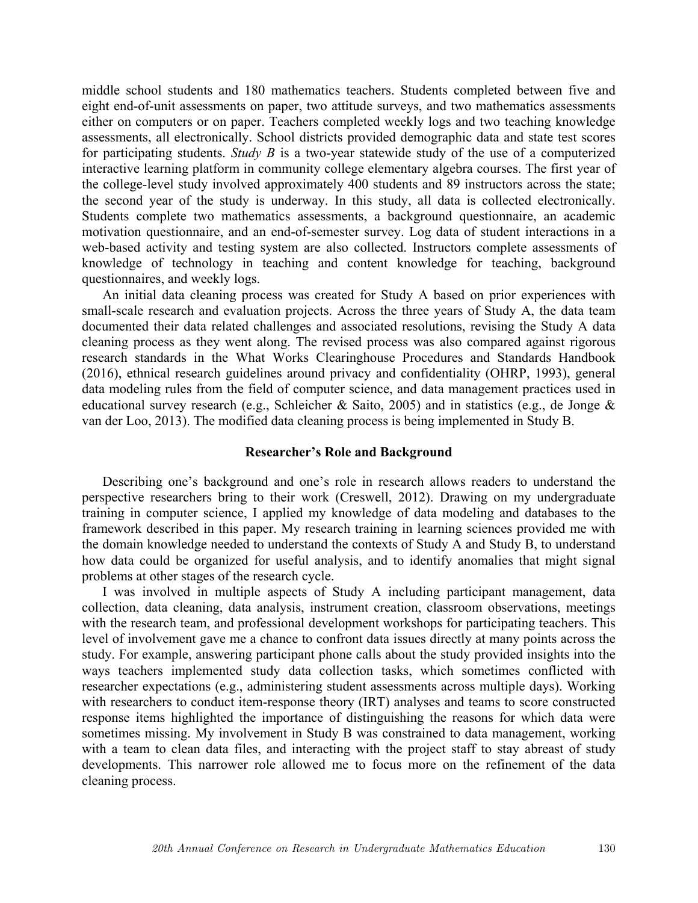middle school students and 180 mathematics teachers. Students completed between five and eight end-of-unit assessments on paper, two attitude surveys, and two mathematics assessments either on computers or on paper. Teachers completed weekly logs and two teaching knowledge assessments, all electronically. School districts provided demographic data and state test scores for participating students. *Study B* is a two-year statewide study of the use of a computerized interactive learning platform in community college elementary algebra courses. The first year of the college-level study involved approximately 400 students and 89 instructors across the state; the second year of the study is underway. In this study, all data is collected electronically. Students complete two mathematics assessments, a background questionnaire, an academic motivation questionnaire, and an end-of-semester survey. Log data of student interactions in a web-based activity and testing system are also collected. Instructors complete assessments of knowledge of technology in teaching and content knowledge for teaching, background questionnaires, and weekly logs.

An initial data cleaning process was created for Study A based on prior experiences with small-scale research and evaluation projects. Across the three years of Study A, the data team documented their data related challenges and associated resolutions, revising the Study A data cleaning process as they went along. The revised process was also compared against rigorous research standards in the What Works Clearinghouse Procedures and Standards Handbook (2016), ethnical research guidelines around privacy and confidentiality (OHRP, 1993), general data modeling rules from the field of computer science, and data management practices used in educational survey research (e.g., Schleicher & Saito, 2005) and in statistics (e.g., de Jonge & van der Loo, 2013). The modified data cleaning process is being implemented in Study B.

## Researcher's Role and Background

Describing one's background and one's role in research allows readers to understand the perspective researchers bring to their work (Creswell, 2012). Drawing on my undergraduate training in computer science, I applied my knowledge of data modeling and databases to the framework described in this paper. My research training in learning sciences provided me with the domain knowledge needed to understand the contexts of Study A and Study B, to understand how data could be organized for useful analysis, and to identify anomalies that might signal problems at other stages of the research cycle.

I was involved in multiple aspects of Study A including participant management, data collection, data cleaning, data analysis, instrument creation, classroom observations, meetings with the research team, and professional development workshops for participating teachers. This level of involvement gave me a chance to confront data issues directly at many points across the study. For example, answering participant phone calls about the study provided insights into the ways teachers implemented study data collection tasks, which sometimes conflicted with researcher expectations (e.g., administering student assessments across multiple days). Working with researchers to conduct item-response theory (IRT) analyses and teams to score constructed response items highlighted the importance of distinguishing the reasons for which data were sometimes missing. My involvement in Study B was constrained to data management, working with a team to clean data files, and interacting with the project staff to stay abreast of study developments. This narrower role allowed me to focus more on the refinement of the data cleaning process.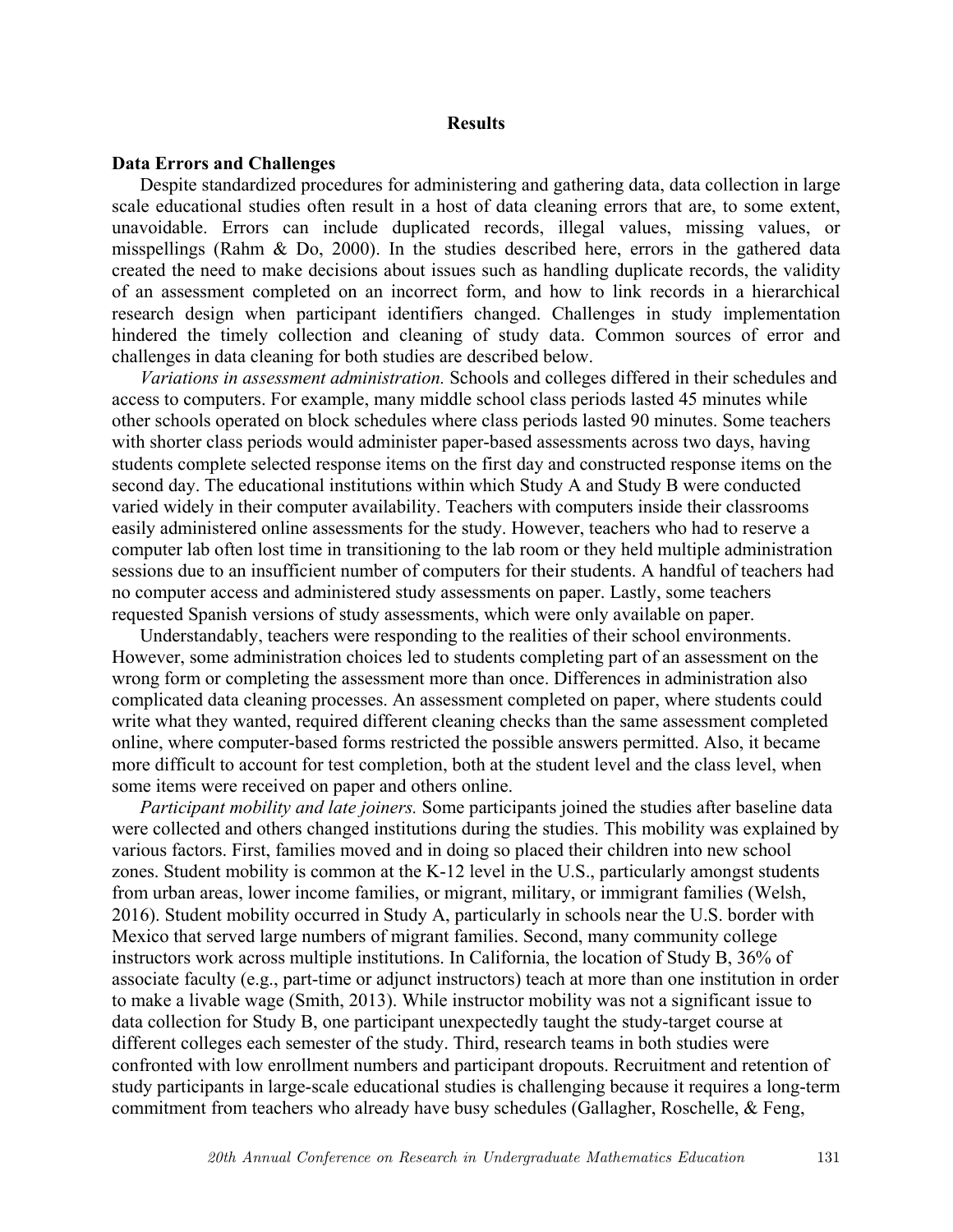## Results

### Data Errors and Challenges

Despite standardized procedures for administering and gathering data, data collection in large scale educational studies often result in a host of data cleaning errors that are, to some extent, unavoidable. Errors can include duplicated records, illegal values, missing values, or misspellings (Rahm & Do, 2000). In the studies described here, errors in the gathered data created the need to make decisions about issues such as handling duplicate records, the validity of an assessment completed on an incorrect form, and how to link records in a hierarchical research design when participant identifiers changed. Challenges in study implementation hindered the timely collection and cleaning of study data. Common sources of error and challenges in data cleaning for both studies are described below.

*Variations in assessment administration.* Schools and colleges differed in their schedules and access to computers. For example, many middle school class periods lasted 45 minutes while other schools operated on block schedules where class periods lasted 90 minutes. Some teachers with shorter class periods would administer paper-based assessments across two days, having students complete selected response items on the first day and constructed response items on the second day. The educational institutions within which Study A and Study B were conducted varied widely in their computer availability. Teachers with computers inside their classrooms easily administered online assessments for the study. However, teachers who had to reserve a computer lab often lost time in transitioning to the lab room or they held multiple administration sessions due to an insufficient number of computers for their students. A handful of teachers had no computer access and administered study assessments on paper. Lastly, some teachers requested Spanish versions of study assessments, which were only available on paper.

Understandably, teachers were responding to the realities of their school environments. However, some administration choices led to students completing part of an assessment on the wrong form or completing the assessment more than once. Differences in administration also complicated data cleaning processes. An assessment completed on paper, where students could write what they wanted, required different cleaning checks than the same assessment completed online, where computer-based forms restricted the possible answers permitted. Also, it became more difficult to account for test completion, both at the student level and the class level, when some items were received on paper and others online.

*Participant mobility and late joiners.* Some participants joined the studies after baseline data were collected and others changed institutions during the studies. This mobility was explained by various factors. First, families moved and in doing so placed their children into new school zones. Student mobility is common at the K-12 level in the U.S., particularly amongst students from urban areas, lower income families, or migrant, military, or immigrant families (Welsh, 2016). Student mobility occurred in Study A, particularly in schools near the U.S. border with Mexico that served large numbers of migrant families. Second, many community college instructors work across multiple institutions. In California, the location of Study B, 36% of associate faculty (e.g., part-time or adjunct instructors) teach at more than one institution in order to make a livable wage (Smith, 2013). While instructor mobility was not a significant issue to data collection for Study B, one participant unexpectedly taught the study-target course at different colleges each semester of the study. Third, research teams in both studies were confronted with low enrollment numbers and participant dropouts. Recruitment and retention of study participants in large-scale educational studies is challenging because it requires a long-term commitment from teachers who already have busy schedules (Gallagher, Roschelle, & Feng,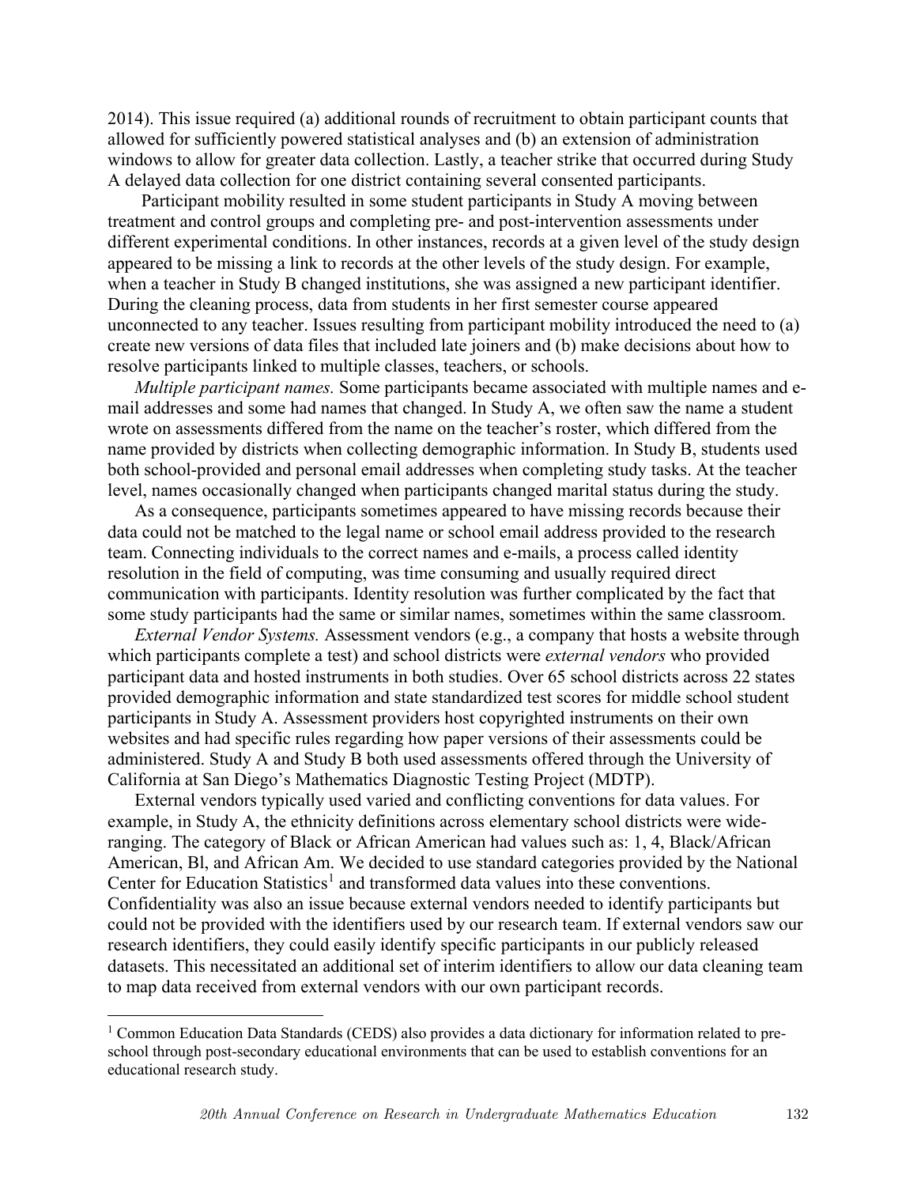2014). This issue required (a) additional rounds of recruitment to obtain participant counts that allowed for sufficiently powered statistical analyses and (b) an extension of administration windows to allow for greater data collection. Lastly, a teacher strike that occurred during Study A delayed data collection for one district containing several consented participants.

Participant mobility resulted in some student participants in Study A moving between treatment and control groups and completing pre- and post-intervention assessments under different experimental conditions. In other instances, records at a given level of the study design appeared to be missing a link to records at the other levels of the study design. For example, when a teacher in Study B changed institutions, she was assigned a new participant identifier. During the cleaning process, data from students in her first semester course appeared unconnected to any teacher. Issues resulting from participant mobility introduced the need to (a) create new versions of data files that included late joiners and (b) make decisions about how to resolve participants linked to multiple classes, teachers, or schools.

*Multiple participant names.* Some participants became associated with multiple names and e-mail addresses and some had names that changed. In Study A, we often saw the name a student wrote on assessments differed from the name on the teacher's roster, which differed from the name provided by districts when collecting demographic information. In Study B, students used both school-provided and personal email addresses when completing study tasks. At the teacher level, names occasionally changed when participants changed marital status during the study.

As a consequence, participants sometimes appeared to have missing records because their data could not be matched to the legal name or school email address provided to the research team. Connecting individuals to the correct names and e-mails, a process called identity resolution in the field of computing, was time consuming and usually required direct communication with participants. Identity resolution was further complicated by the fact that some study participants had the same or similar names, sometimes within the same classroom.

*External Vendor Systems.* Assessment vendors (e.g., a company that hosts a website through which participants complete a test) and school districts were *external vendors* who provided participant data and hosted instruments in both studies. Over 65 school districts across 22 states provided demographic information and state standardized test scores for middle school student participants in Study A. Assessment providers host copyrighted instruments on their own websites and had specific rules regarding how paper versions of their assessments could be administered. Study A and Study B both used assessments offered through the University of California at San Diego's Mathematics Diagnostic Testing Project (MDTP).

External vendors typically used varied and conflicting conventions for data values. For example, in Study A, the ethnicity definitions across elementary school districts were wide-ranging. The category of Black or African American had values such as: 1, 4, Black/African American, Bl, and African Am. We decided to use standard categories provided by the National Center for Education Statistics[1] and transformed data values into these conventions. Confidentiality was also an issue because external vendors needed to identify participants but could not be provided with the identifiers used by our research team. If external vendors saw our research identifiers, they could easily identify specific participants in our publicly released datasets. This necessitated an additional set of interim identifiers to allow our data cleaning team to map data received from external vendors with our own participant records.

[1] Common Education Data Standards (CEDS) also provides a data dictionary for information related to pre-school through post-secondary educational environments that can be used to establish conventions for an educational research study.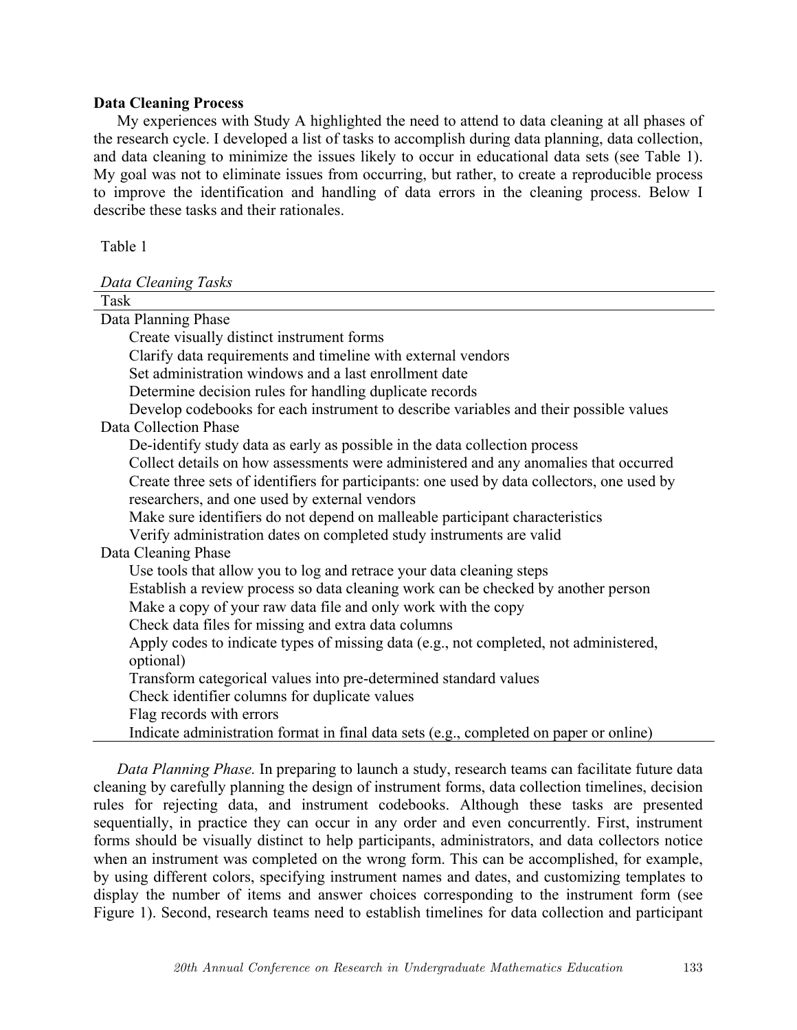**Data Cleaning Process**

My experiences with Study A highlighted the need to attend to data cleaning at all phases of the research cycle. I developed a list of tasks to accomplish during data planning, data collection, and data cleaning to minimize the issues likely to occur in educational data sets (see Table 1). My goal was not to eliminate issues from occurring, but rather, to create a reproducible process to improve the identification and handling of data errors in the cleaning process. Below I describe these tasks and their rationales.

Table 1

*Data Cleaning Tasks*

| Task |
|---|
| Data Planning Phase |
| Create visually distinct instrument forms |
| Clarify data requirements and timeline with external vendors |
| Set administration windows and a last enrollment date |
| Determine decision rules for handling duplicate records |
| Develop codebooks for each instrument to describe variables and their possible values |
| Data Collection Phase |
| De-identify study data as early as possible in the data collection process |
| Collect details on how assessments were administered and any anomalies that occurred |
| Create three sets of identifiers for participants: one used by data collectors, one used by researchers, and one used by external vendors |
| Make sure identifiers do not depend on malleable participant characteristics |
| Verify administration dates on completed study instruments are valid |
| Data Cleaning Phase |
| Use tools that allow you to log and retrace your data cleaning steps |
| Establish a review process so data cleaning work can be checked by another person |
| Make a copy of your raw data file and only work with the copy |
| Check data files for missing and extra data columns |
| Apply codes to indicate types of missing data (e.g., not completed, not administered, optional) |
| Transform categorical values into pre-determined standard values |
| Check identifier columns for duplicate values |
| Flag records with errors |
| Indicate administration format in final data sets (e.g., completed on paper or online) |

*Data Planning Phase.* In preparing to launch a study, research teams can facilitate future data cleaning by carefully planning the design of instrument forms, data collection timelines, decision rules for rejecting data, and instrument codebooks. Although these tasks are presented sequentially, in practice they can occur in any order and even concurrently. First, instrument forms should be visually distinct to help participants, administrators, and data collectors notice when an instrument was completed on the wrong form. This can be accomplished, for example, by using different colors, specifying instrument names and dates, and customizing templates to display the number of items and answer choices corresponding to the instrument form (see Figure 1). Second, research teams need to establish timelines for data collection and participant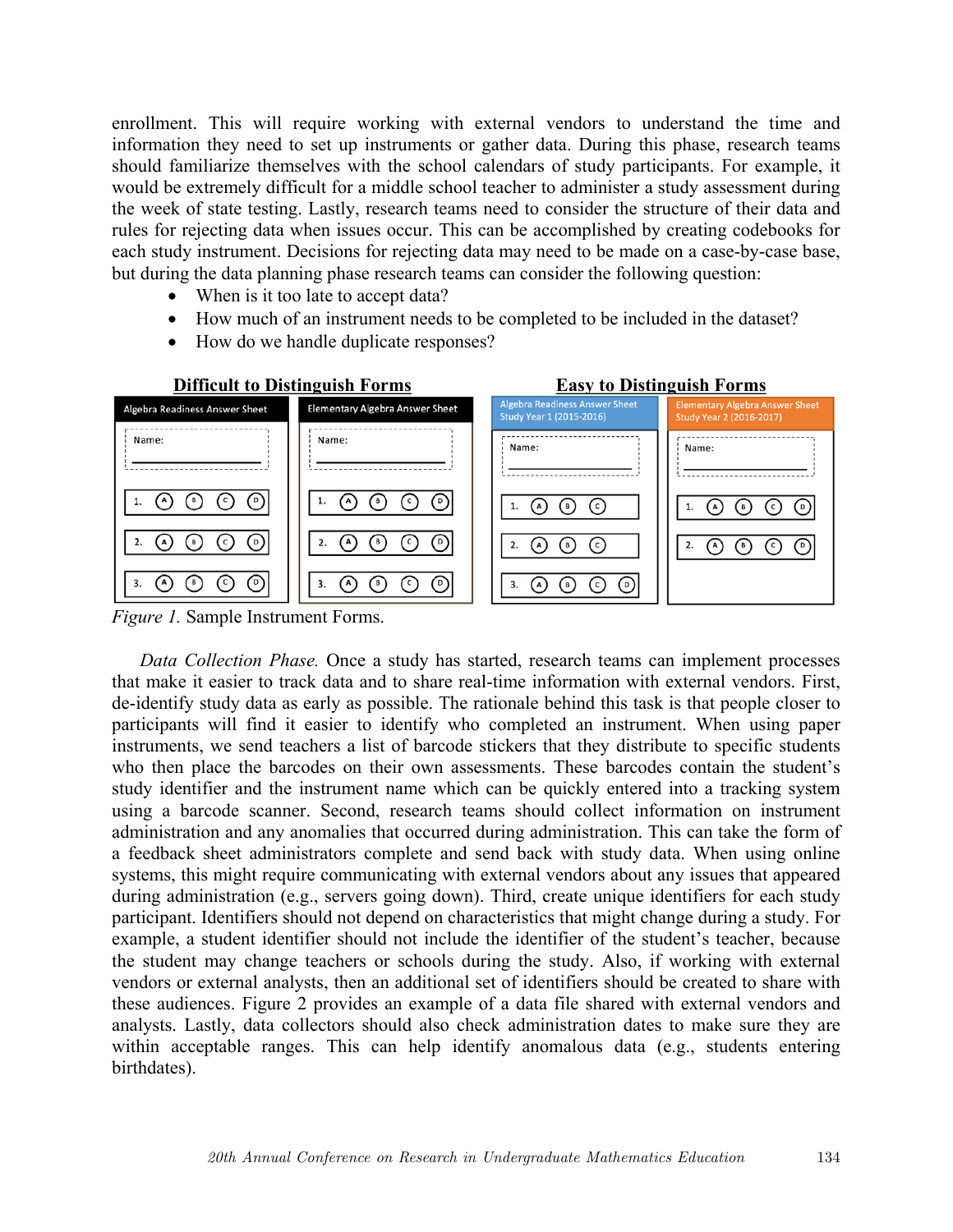enrollment. This will require working with external vendors to understand the time and information they need to set up instruments or gather data. During this phase, research teams should familiarize themselves with the school calendars of study participants. For example, it would be extremely difficult for a middle school teacher to administer a study assessment during the week of state testing. Lastly, research teams need to consider the structure of their data and rules for rejecting data when issues occur. This can be accomplished by creating codebooks for each study instrument. Decisions for rejecting data may need to be made on a case-by-case base, but during the data planning phase research teams can consider the following question:

- When is it too late to accept data?
- How much of an instrument needs to be completed to be included in the dataset?
- How do we handle duplicate responses?

*Figure 1.* Sample Instrument Forms.

*Data Collection Phase.* Once a study has started, research teams can implement processes that make it easier to track data and to share real-time information with external vendors. First, de-identify study data as early as possible. The rationale behind this task is that people closer to participants will find it easier to identify who completed an instrument. When using paper instruments, we send teachers a list of barcode stickers that they distribute to specific students who then place the barcodes on their own assessments. These barcodes contain the student's study identifier and the instrument name which can be quickly entered into a tracking system using a barcode scanner. Second, research teams should collect information on instrument administration and any anomalies that occurred during administration. This can take the form of a feedback sheet administrators complete and send back with study data. When using online systems, this might require communicating with external vendors about any issues that appeared during administration (e.g., servers going down). Third, create unique identifiers for each study participant. Identifiers should not depend on characteristics that might change during a study. For example, a student identifier should not include the identifier of the student's teacher, because the student may change teachers or schools during the study. Also, if working with external vendors or external analysts, then an additional set of identifiers should be created to share with these audiences. Figure 2 provides an example of a data file shared with external vendors and analysts. Lastly, data collectors should also check administration dates to make sure they are within acceptable ranges. This can help identify anomalous data (e.g., students entering birthdates).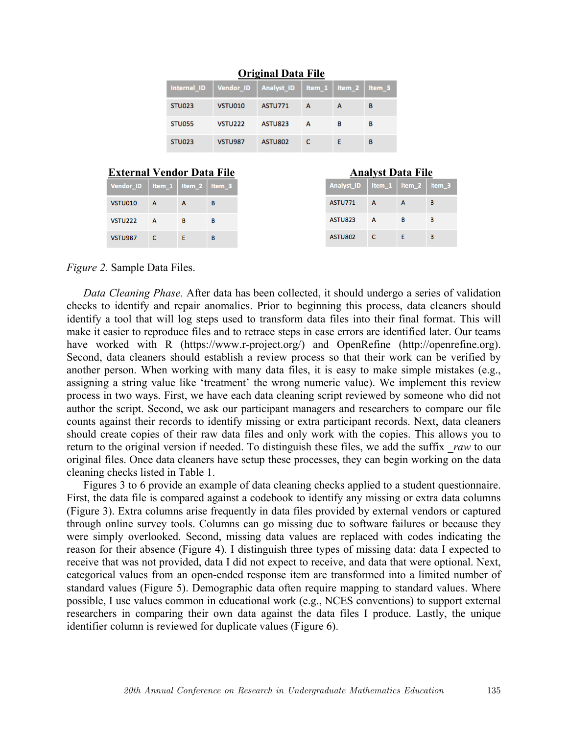**Original Data File**

| Internal_ID | Vendor_ID | Analyst_ID | Item_1 | Item_2 | Item_3 |
|---|---|---|---|---|---|
| STU023 | VSTU010 | ASTU771 | A | A | B |
| STU055 | VSTU222 | ASTU823 | A | B | B |
| STU023 | VSTU987 | ASTU802 | C | E | B |

**External Vendor Data File**

| Vendor_ID | Item_1 | Item_2 | Item_3 |
|---|---|---|---|
| VSTU010 | A | A | B |
| VSTU222 | A | B | B |
| VSTU987 | C | E | B |

**Analyst Data File**

| Analyst_ID | Item_1 | Item_2 | Item_3 |
|---|---|---|---|
| ASTU771 | A | A | B |
| ASTU823 | A | B | B |
| ASTU802 | C | E | B |

*Figure 2.* Sample Data Files.

*Data Cleaning Phase.* After data has been collected, it should undergo a series of validation checks to identify and repair anomalies. Prior to beginning this process, data cleaners should identify a tool that will log steps used to transform data files into their final format. This will make it easier to reproduce files and to retrace steps in case errors are identified later. Our teams have worked with R (https://www.r-project.org/) and OpenRefine (http://openrefine.org). Second, data cleaners should establish a review process so that their work can be verified by another person. When working with many data files, it is easy to make simple mistakes (e.g., assigning a string value like 'treatment' the wrong numeric value). We implement this review process in two ways. First, we have each data cleaning script reviewed by someone who did not author the script. Second, we ask our participant managers and researchers to compare our file counts against their records to identify missing or extra participant records. Next, data cleaners should create copies of their raw data files and only work with the copies. This allows you to return to the original version if needed. To distinguish these files, we add the suffix *_raw* to our original files. Once data cleaners have setup these processes, they can begin working on the data cleaning checks listed in Table 1.

Figures 3 to 6 provide an example of data cleaning checks applied to a student questionnaire. First, the data file is compared against a codebook to identify any missing or extra data columns (Figure 3). Extra columns arise frequently in data files provided by external vendors or captured through online survey tools. Columns can go missing due to software failures or because they were simply overlooked. Second, missing data values are replaced with codes indicating the reason for their absence (Figure 4). I distinguish three types of missing data: data I expected to receive that was not provided, data I did not expect to receive, and data that were optional. Next, categorical values from an open-ended response item are transformed into a limited number of standard values (Figure 5). Demographic data often require mapping to standard values. Where possible, I use values common in educational work (e.g., NCES conventions) to support external researchers in comparing their own data against the data files I produce. Lastly, the unique identifier column is reviewed for duplicate values (Figure 6).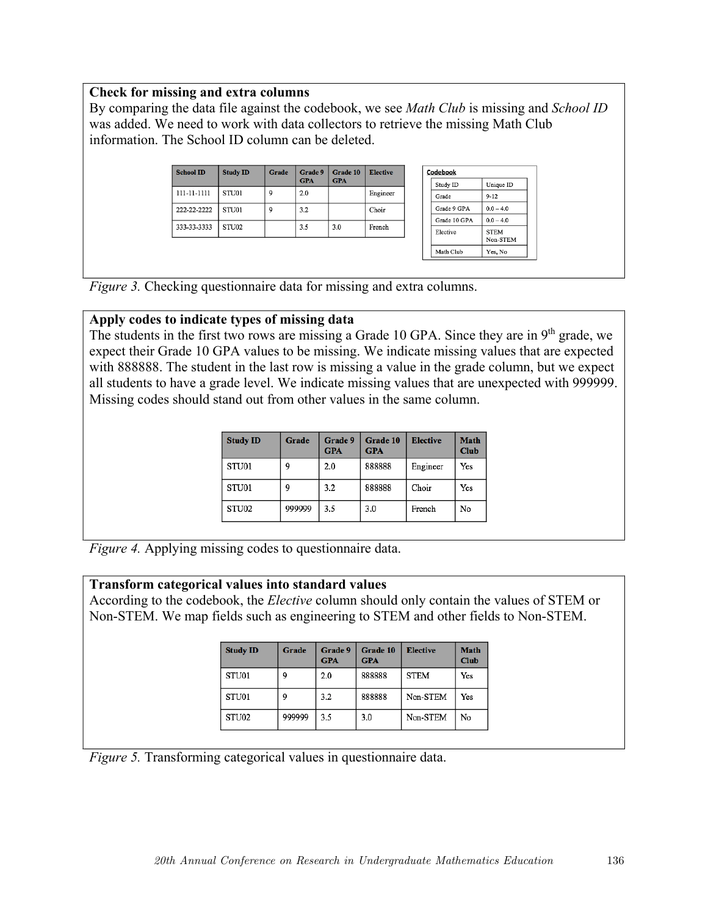**Check for missing and extra columns**

By comparing the data file against the codebook, we see *Math Club* is missing and *School ID* was added. We need to work with data collectors to retrieve the missing Math Club information. The School ID column can be deleted.

| School ID | Study ID | Grade | Grade 9 GPA | Grade 10 GPA | Elective |
|---|---|---|---|---|---|
| 111-11-1111 | STU01 | 9 | 2.0 | | Engineer |
| 222-22-2222 | STU01 | 9 | 3.2 | | Choir |
| 333-33-3333 | STU02 | | 3.5 | 3.0 | French |

**Codebook**

| | |
|---|---|
| Study ID | Unique ID |
| Grade | 9-12 |
| Grade 9 GPA | 0.0 – 4.0 |
| Grade 10 GPA | 0.0 – 4.0 |
| Elective | STEM Non-STEM |
| Math Club | Yes, No |

*Figure 3.* Checking questionnaire data for missing and extra columns.

**Apply codes to indicate types of missing data**

The students in the first two rows are missing a Grade 10 GPA. Since they are in 9th grade, we expect their Grade 10 GPA values to be missing. We indicate missing values that are expected with 888888. The student in the last row is missing a value in the grade column, but we expect all students to have a grade level. We indicate missing values that are unexpected with 999999. Missing codes should stand out from other values in the same column.

| Study ID | Grade | Grade 9 GPA | Grade 10 GPA | Elective | Math Club |
|---|---|---|---|---|---|
| STU01 | 9 | 2.0 | 888888 | Engineer | Yes |
| STU01 | 9 | 3.2 | 888888 | Choir | Yes |
| STU02 | 999999 | 3.5 | 3.0 | French | No |

*Figure 4.* Applying missing codes to questionnaire data.

**Transform categorical values into standard values**

According to the codebook, the *Elective* column should only contain the values of STEM or Non-STEM. We map fields such as engineering to STEM and other fields to Non-STEM.

| Study ID | Grade | Grade 9 GPA | Grade 10 GPA | Elective | Math Club |
|---|---|---|---|---|---|
| STU01 | 9 | 2.0 | 888888 | STEM | Yes |
| STU01 | 9 | 3.2 | 888888 | Non-STEM | Yes |
| STU02 | 999999 | 3.5 | 3.0 | Non-STEM | No |

*Figure 5.* Transforming categorical values in questionnaire data.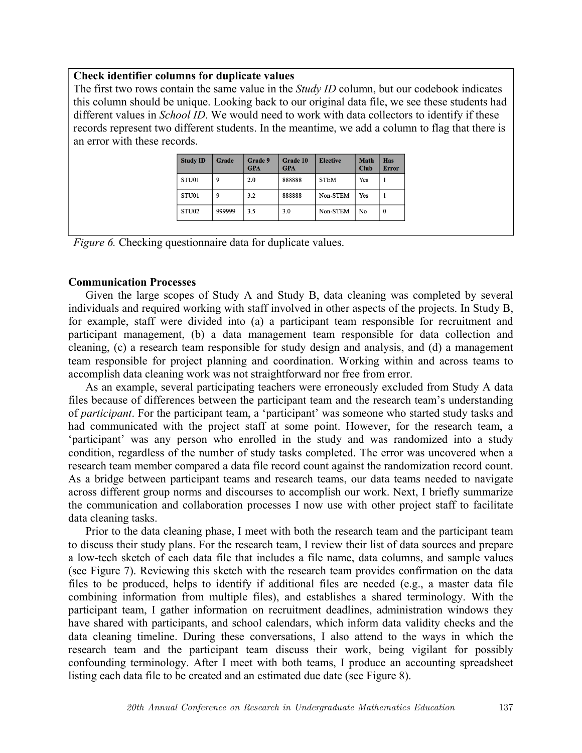**Check identifier columns for duplicate values**

The first two rows contain the same value in the *Study ID* column, but our codebook indicates this column should be unique. Looking back to our original data file, we see these students had different values in *School ID*. We would need to work with data collectors to identify if these records represent two different students. In the meantime, we add a column to flag that there is an error with these records.

| Study ID | Grade | Grade 9 GPA | Grade 10 GPA | Elective | Math Club | Has Error |
|---|---|---|---|---|---|---|
| STU01 | 9 | 2.0 | 888888 | STEM | Yes | 1 |
| STU01 | 9 | 3.2 | 888888 | Non-STEM | Yes | 1 |
| STU02 | 999999 | 3.5 | 3.0 | Non-STEM | No | 0 |

*Figure 6.* Checking questionnaire data for duplicate values.

**Communication Processes**

Given the large scopes of Study A and Study B, data cleaning was completed by several individuals and required working with staff involved in other aspects of the projects. In Study B, for example, staff were divided into (a) a participant team responsible for recruitment and participant management, (b) a data management team responsible for data collection and cleaning, (c) a research team responsible for study design and analysis, and (d) a management team responsible for project planning and coordination. Working within and across teams to accomplish data cleaning work was not straightforward nor free from error.

As an example, several participating teachers were erroneously excluded from Study A data files because of differences between the participant team and the research team's understanding of *participant*. For the participant team, a 'participant' was someone who started study tasks and had communicated with the project staff at some point. However, for the research team, a 'participant' was any person who enrolled in the study and was randomized into a study condition, regardless of the number of study tasks completed. The error was uncovered when a research team member compared a data file record count against the randomization record count. As a bridge between participant teams and research teams, our data teams needed to navigate across different group norms and discourses to accomplish our work. Next, I briefly summarize the communication and collaboration processes I now use with other project staff to facilitate data cleaning tasks.

Prior to the data cleaning phase, I meet with both the research team and the participant team to discuss their study plans. For the research team, I review their list of data sources and prepare a low-tech sketch of each data file that includes a file name, data columns, and sample values (see Figure 7). Reviewing this sketch with the research team provides confirmation on the data files to be produced, helps to identify if additional files are needed (e.g., a master data file combining information from multiple files), and establishes a shared terminology. With the participant team, I gather information on recruitment deadlines, administration windows they have shared with participants, and school calendars, which inform data validity checks and the data cleaning timeline. During these conversations, I also attend to the ways in which the research team and the participant team discuss their work, being vigilant for possibly confounding terminology. After I meet with both teams, I produce an accounting spreadsheet listing each data file to be created and an estimated due date (see Figure 8).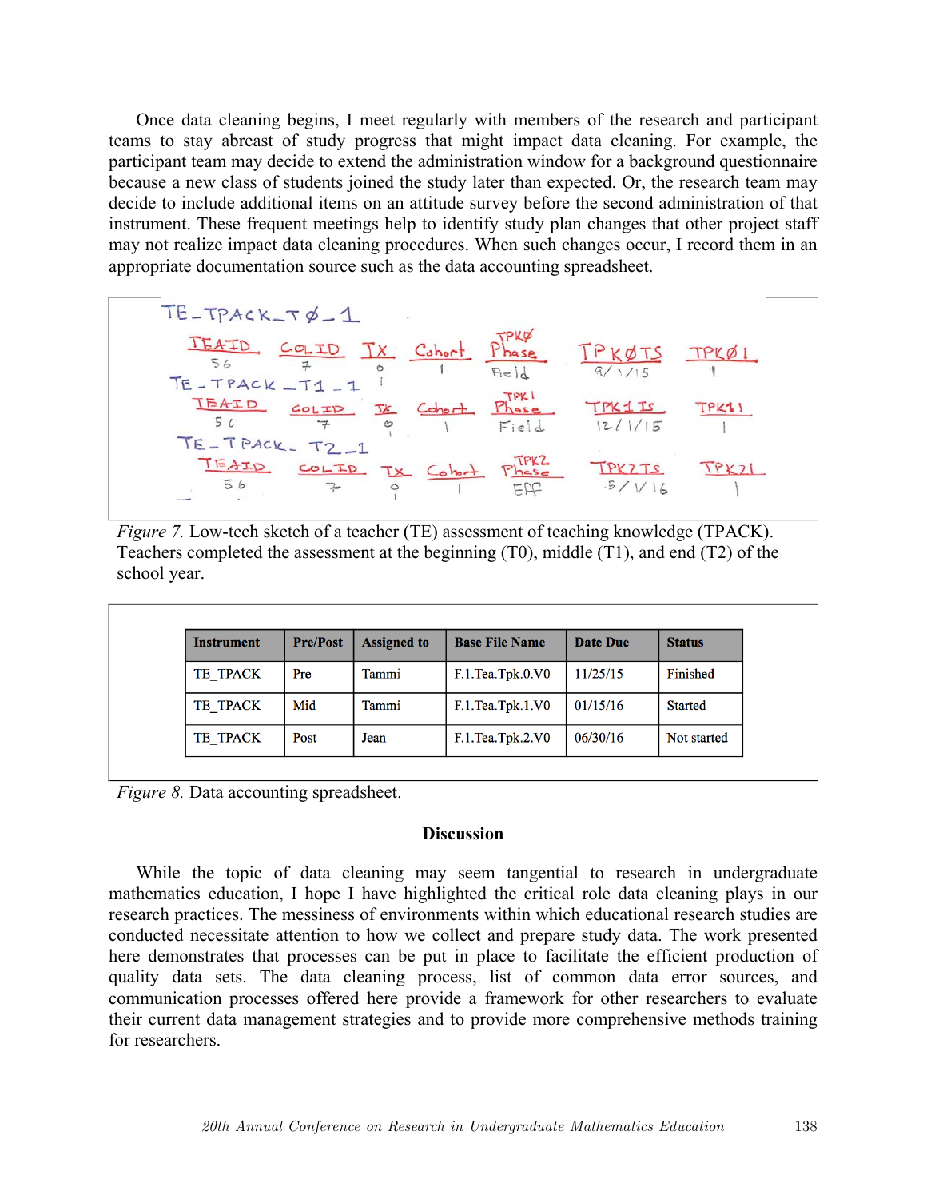Once data cleaning begins, I meet regularly with members of the research and participant teams to stay abreast of study progress that might impact data cleaning. For example, the participant team may decide to extend the administration window for a background questionnaire because a new class of students joined the study later than expected. Or, the research team may decide to include additional items on an attitude survey before the second administration of that instrument. These frequent meetings help to identify study plan changes that other project staff may not realize impact data cleaning procedures. When such changes occur, I record them in an appropriate documentation source such as the data accounting spreadsheet.

TE_TPACK_T0_1

| TEAID | COLID | TX | Cohort | TPK0 Phase | TPK0TS | TPK01 |
|---|---|---|---|---|---|---|
| 56 | 7 | 0 / 1 | 1 | Field | 9/1/15 | 1 |

TE_TPACK_T1_1

| TEAID | COLID | TX | Cohort | TPK1 Phase | TPK1TS | TPK11 |
|---|---|---|---|---|---|---|
| 56 | 7 | 0 / 1 | 1 | Field | 12/1/15 | 1 |

TE_TPACK_T2_1

| TEAID | COLID | TX | Cohort | TPK2 Phase | TPK2TS | TPK21 |
|---|---|---|---|---|---|---|
| 56 | 7 | 0 / 1 | 1 | Eff | 5/1/16 | 1 |

*Figure 7.* Low-tech sketch of a teacher (TE) assessment of teaching knowledge (TPACK). Teachers completed the assessment at the beginning (T0), middle (T1), and end (T2) of the school year.

| Instrument | Pre/Post | Assigned to | Base File Name | Date Due | Status |
|---|---|---|---|---|---|
| TE_TPACK | Pre | Tammi | F.1.Tea.Tpk.0.V0 | 11/25/15 | Finished |
| TE_TPACK | Mid | Tammi | F.1.Tea.Tpk.1.V0 | 01/15/16 | Started |
| TE_TPACK | Post | Jean | F.1.Tea.Tpk.2.V0 | 06/30/16 | Not started |

*Figure 8.* Data accounting spreadsheet.

## Discussion

While the topic of data cleaning may seem tangential to research in undergraduate mathematics education, I hope I have highlighted the critical role data cleaning plays in our research practices. The messiness of environments within which educational research studies are conducted necessitate attention to how we collect and prepare study data. The work presented here demonstrates that processes can be put in place to facilitate the efficient production of quality data sets. The data cleaning process, list of common data error sources, and communication processes offered here provide a framework for other researchers to evaluate their current data management strategies and to provide more comprehensive methods training for researchers.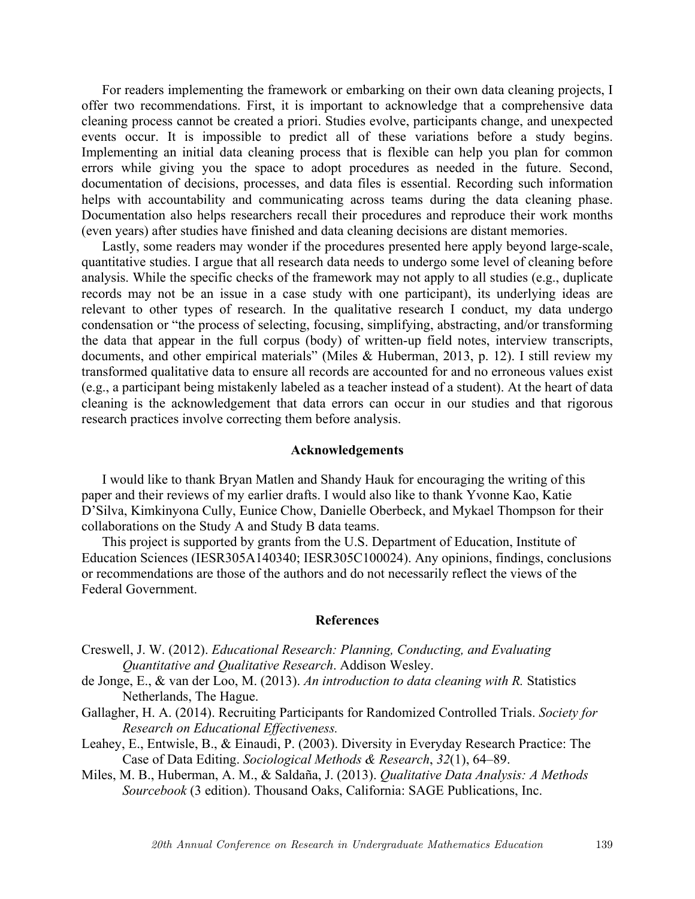For readers implementing the framework or embarking on their own data cleaning projects, I offer two recommendations. First, it is important to acknowledge that a comprehensive data cleaning process cannot be created a priori. Studies evolve, participants change, and unexpected events occur. It is impossible to predict all of these variations before a study begins. Implementing an initial data cleaning process that is flexible can help you plan for common errors while giving you the space to adopt procedures as needed in the future. Second, documentation of decisions, processes, and data files is essential. Recording such information helps with accountability and communicating across teams during the data cleaning phase. Documentation also helps researchers recall their procedures and reproduce their work months (even years) after studies have finished and data cleaning decisions are distant memories.

Lastly, some readers may wonder if the procedures presented here apply beyond large-scale, quantitative studies. I argue that all research data needs to undergo some level of cleaning before analysis. While the specific checks of the framework may not apply to all studies (e.g., duplicate records may not be an issue in a case study with one participant), its underlying ideas are relevant to other types of research. In the qualitative research I conduct, my data undergo condensation or "the process of selecting, focusing, simplifying, abstracting, and/or transforming the data that appear in the full corpus (body) of written-up field notes, interview transcripts, documents, and other empirical materials" (Miles & Huberman, 2013, p. 12). I still review my transformed qualitative data to ensure all records are accounted for and no erroneous values exist (e.g., a participant being mistakenly labeled as a teacher instead of a student). At the heart of data cleaning is the acknowledgement that data errors can occur in our studies and that rigorous research practices involve correcting them before analysis.

## Acknowledgements

I would like to thank Bryan Matlen and Shandy Hauk for encouraging the writing of this paper and their reviews of my earlier drafts. I would also like to thank Yvonne Kao, Katie D'Silva, Kimkinyona Cully, Eunice Chow, Danielle Oberbeck, and Mykael Thompson for their collaborations on the Study A and Study B data teams.

This project is supported by grants from the U.S. Department of Education, Institute of Education Sciences (IESR305A140340; IESR305C100024). Any opinions, findings, conclusions or recommendations are those of the authors and do not necessarily reflect the views of the Federal Government.

## References

Creswell, J. W. (2012). *Educational Research: Planning, Conducting, and Evaluating Quantitative and Qualitative Research*. Addison Wesley.

de Jonge, E., & van der Loo, M. (2013). *An introduction to data cleaning with R.* Statistics Netherlands, The Hague.

Gallagher, H. A. (2014). Recruiting Participants for Randomized Controlled Trials. *Society for Research on Educational Effectiveness.*

Leahey, E., Entwisle, B., & Einaudi, P. (2003). Diversity in Everyday Research Practice: The Case of Data Editing. *Sociological Methods & Research*, *32*(1), 64–89.

Miles, M. B., Huberman, A. M., & Saldaña, J. (2013). *Qualitative Data Analysis: A Methods Sourcebook* (3 edition). Thousand Oaks, California: SAGE Publications, Inc.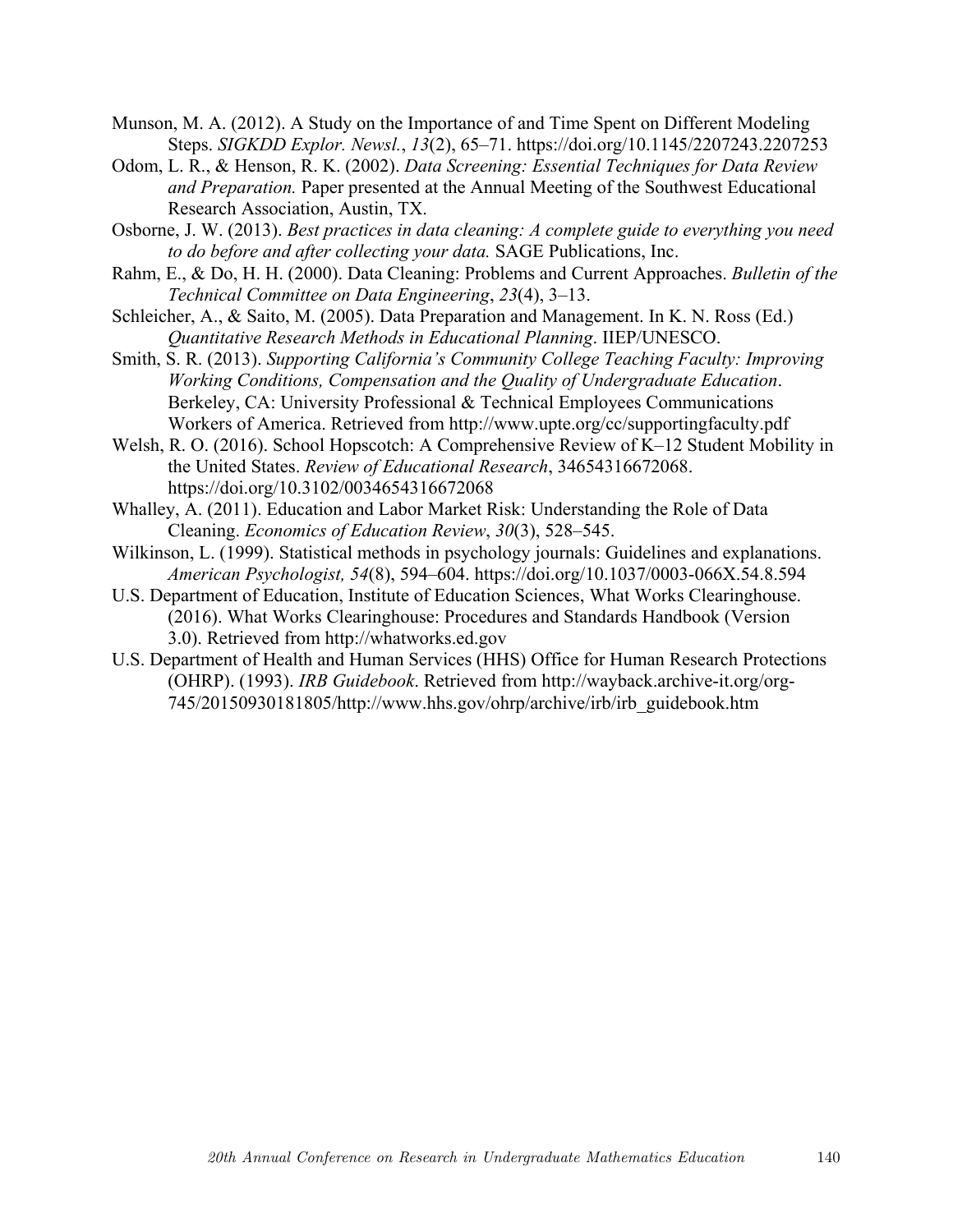Munson, M. A. (2012). A Study on the Importance of and Time Spent on Different Modeling Steps. *SIGKDD Explor. Newsl.*, *13*(2), 65–71. https://doi.org/10.1145/2207243.2207253

Odom, L. R., & Henson, R. K. (2002). *Data Screening: Essential Techniques for Data Review and Preparation.* Paper presented at the Annual Meeting of the Southwest Educational Research Association, Austin, TX.

Osborne, J. W. (2013). *Best practices in data cleaning: A complete guide to everything you need to do before and after collecting your data.* SAGE Publications, Inc.

Rahm, E., & Do, H. H. (2000). Data Cleaning: Problems and Current Approaches. *Bulletin of the Technical Committee on Data Engineering*, *23*(4), 3–13.

Schleicher, A., & Saito, M. (2005). Data Preparation and Management. In K. N. Ross (Ed.) *Quantitative Research Methods in Educational Planning*. IIEP/UNESCO.

Smith, S. R. (2013). *Supporting California's Community College Teaching Faculty: Improving Working Conditions, Compensation and the Quality of Undergraduate Education*. Berkeley, CA: University Professional & Technical Employees Communications Workers of America. Retrieved from http://www.upte.org/cc/supportingfaculty.pdf

Welsh, R. O. (2016). School Hopscotch: A Comprehensive Review of K–12 Student Mobility in the United States. *Review of Educational Research*, 34654316672068. https://doi.org/10.3102/0034654316672068

Whalley, A. (2011). Education and Labor Market Risk: Understanding the Role of Data Cleaning. *Economics of Education Review*, *30*(3), 528–545.

Wilkinson, L. (1999). Statistical methods in psychology journals: Guidelines and explanations. *American Psychologist, 54*(8), 594–604. https://doi.org/10.1037/0003-066X.54.8.594

U.S. Department of Education, Institute of Education Sciences, What Works Clearinghouse. (2016). What Works Clearinghouse: Procedures and Standards Handbook (Version 3.0). Retrieved from http://whatworks.ed.gov

U.S. Department of Health and Human Services (HHS) Office for Human Research Protections (OHRP). (1993). *IRB Guidebook*. Retrieved from http://wayback.archive-it.org/org-745/20150930181805/http://www.hhs.gov/ohrp/archive/irb/irb_guidebook.htm